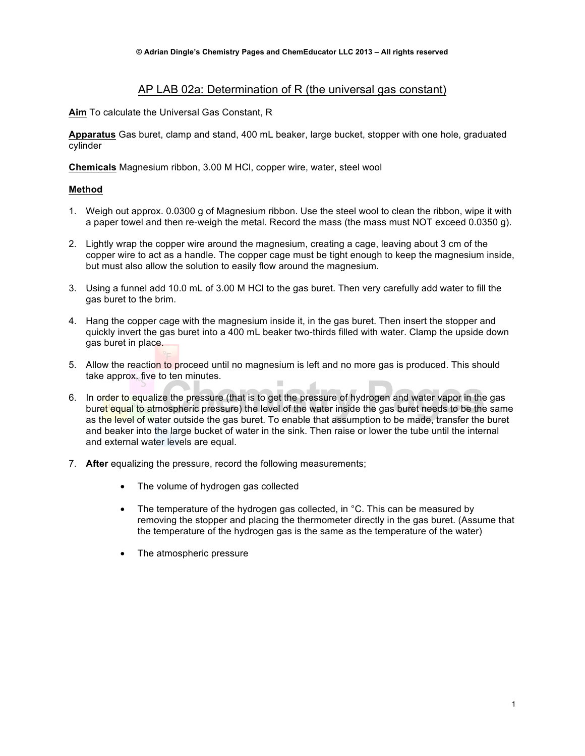© Adrian Dingle's Chemistry Pages and ChemEducator LLC 2013 – All rights reserved

# AP LAB 02a: Determination of R (the universal gas constant)

**Aim** To calculate the Universal Gas Constant, R

**Apparatus** Gas buret, clamp and stand, 400 mL beaker, large bucket, stopper with one hole, graduated cylinder

**Chemicals** Magnesium ribbon, 3.00 M HCl, copper wire, water, steel wool

**Method**

1. Weigh out approx. 0.0300 g of Magnesium ribbon. Use the steel wool to clean the ribbon, wipe it with a paper towel and then re-weigh the metal. Record the mass (the mass must NOT exceed 0.0350 g).

2. Lightly wrap the copper wire around the magnesium, creating a cage, leaving about 3 cm of the copper wire to act as a handle. The copper cage must be tight enough to keep the magnesium inside, but must also allow the solution to easily flow around the magnesium.

3. Using a funnel add 10.0 mL of 3.00 M HCl to the gas buret. Then very carefully add water to fill the gas buret to the brim.

4. Hang the copper cage with the magnesium inside it, in the gas buret. Then insert the stopper and quickly invert the gas buret into a 400 mL beaker two-thirds filled with water. Clamp the upside down gas buret in place.

5. Allow the reaction to proceed until no magnesium is left and no more gas is produced. This should take approx. five to ten minutes.

6. In order to equalize the pressure (that is to get the pressure of hydrogen and water vapor in the gas buret equal to atmospheric pressure) the level of the water inside the gas buret needs to be the same as the level of water outside the gas buret. To enable that assumption to be made, transfer the buret and beaker into the large bucket of water in the sink. Then raise or lower the tube until the internal and external water levels are equal.

7. **After** equalizing the pressure, record the following measurements;

    - The volume of hydrogen gas collected

    - The temperature of the hydrogen gas collected, in °C. This can be measured by removing the stopper and placing the thermometer directly in the gas buret. (Assume that the temperature of the hydrogen gas is the same as the temperature of the water)

    - The atmospheric pressure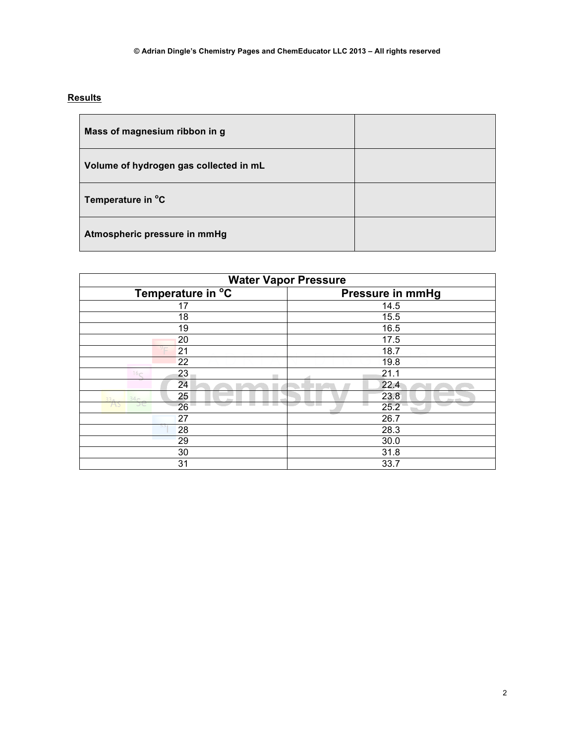**Results**

| | |
|---|---|
| **Mass of magnesium ribbon in g** | |
| **Volume of hydrogen gas collected in mL** | |
| **Temperature in $^oC$** | |
| **Atmospheric pressure in mmHg** | |

| Water Vapor Pressure | |
|---|---|
| **Temperature in $^oC$** | **Pressure in mmHg** |
| 17 | 14.5 |
| 18 | 15.5 |
| 19 | 16.5 |
| 20 | 17.5 |
| 21 | 18.7 |
| 22 | 19.8 |
| 23 | 21.1 |
| 24 | 22.4 |
| 25 | 23.8 |
| 26 | 25.2 |
| 27 | 26.7 |
| 28 | 28.3 |
| 29 | 30.0 |
| 30 | 31.8 |
| 31 | 33.7 |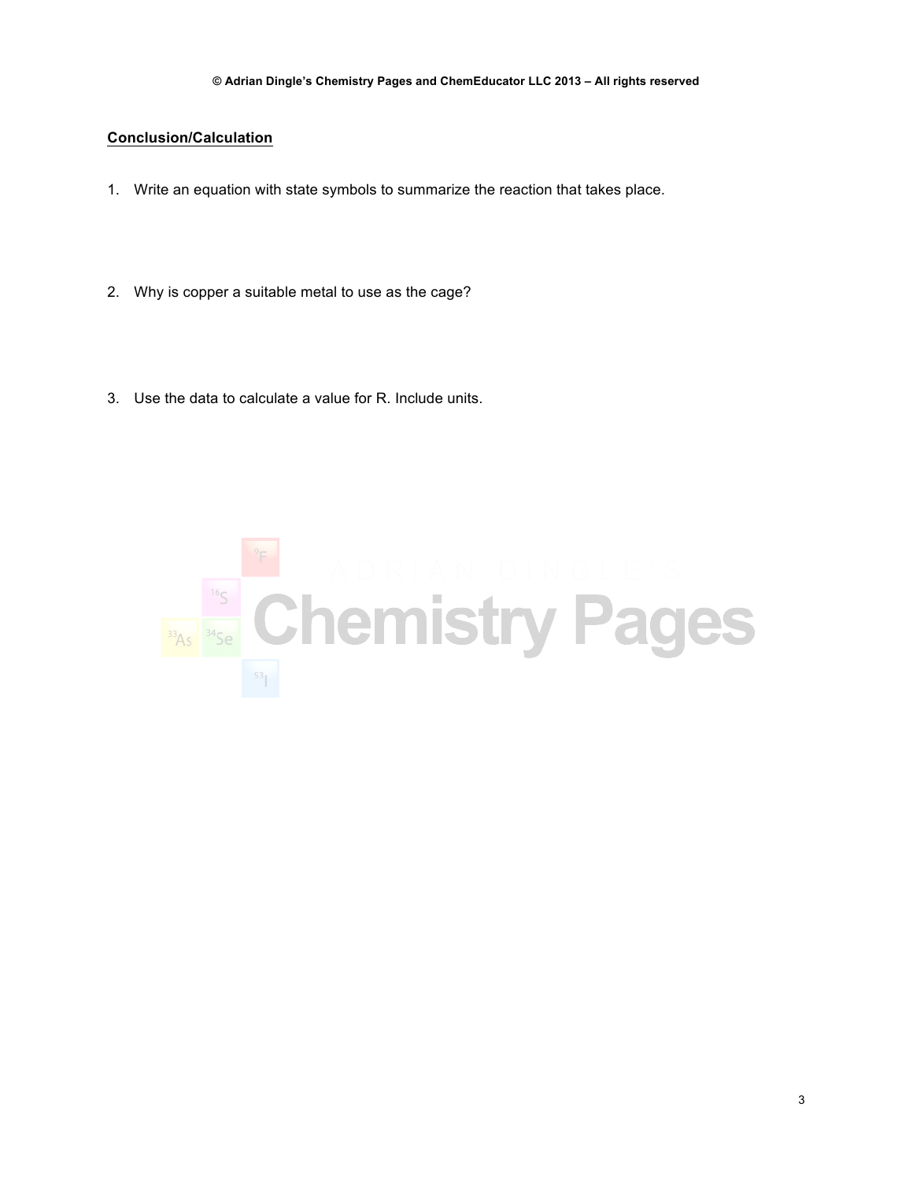## Conclusion/Calculation

1. Write an equation with state symbols to summarize the reaction that takes place.

2. Why is copper a suitable metal to use as the cage?

3. Use the data to calculate a value for R. Include units.